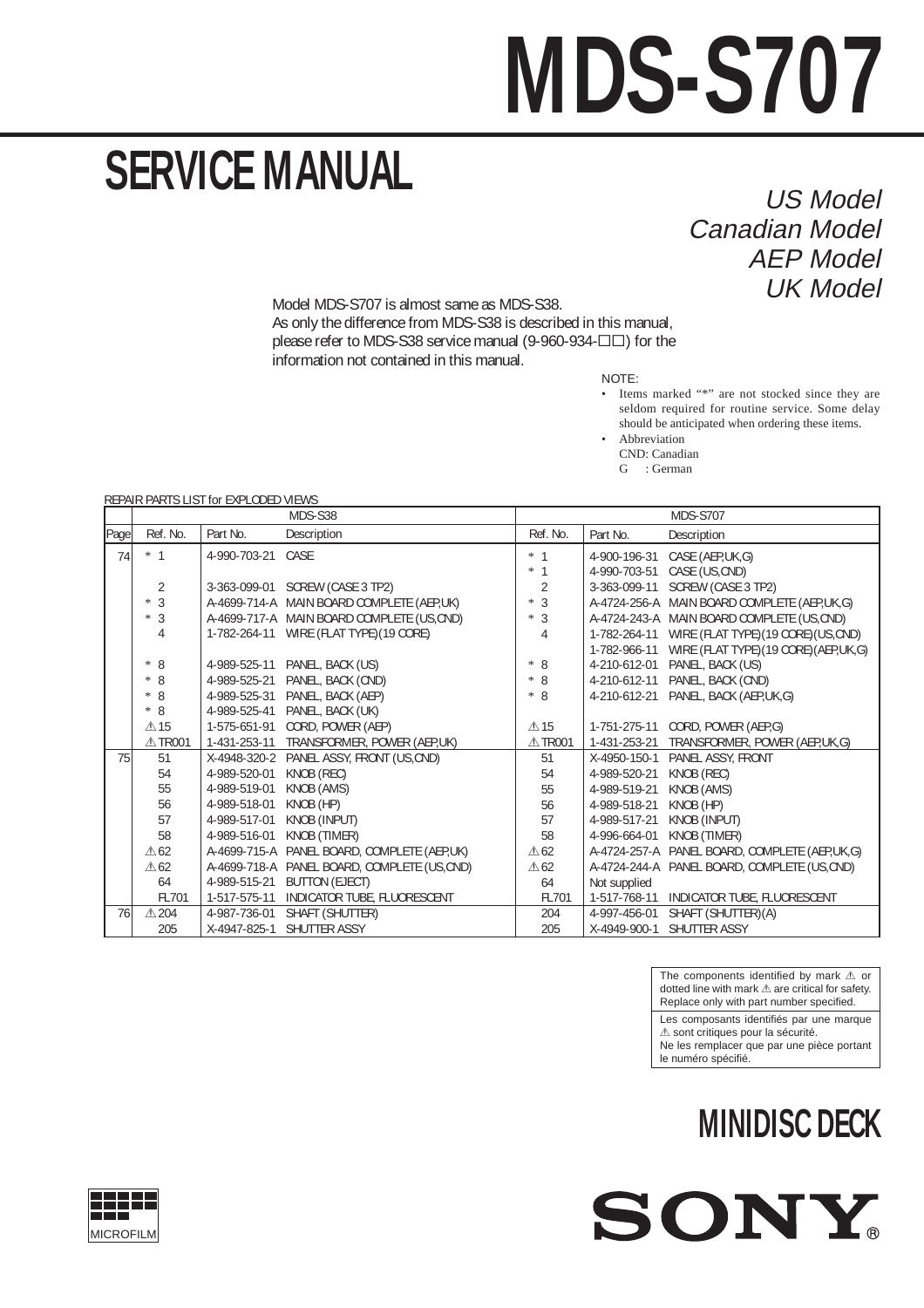# MDS-S707

## SERVICE MANUAL

*US Model*
*Canadian Model*
*AEP Model*
*UK Model*

Model MDS-S707 is almost same as MDS-S38.
As only the difference from MDS-S38 is described in this manual, please refer to MDS-S38 service manual (9-960-934-☐☐) for the information not contained in this manual.

NOTE:
- Items marked "*" are not stocked since they are seldom required for routine service. Some delay should be anticipated when ordering these items.
- Abbreviation
  CND: Canadian
  G : German

REPAIR PARTS LIST for EXPLODED VIEWS

| | MDS-S38 | | | MDS-S707 | | |
|---|---|---|---|---|---|---|
| Page | Ref. No. | Part No. | Description | Ref. No. | Part No. | Description |
| 74 | * 1 | 4-990-703-21 | CASE | * 1 | 4-900-196-31 | CASE (AEP,UK,G) |
| | | | | * 1 | 4-990-703-51 | CASE (US,CND) |
| | 2 | 3-363-099-01 | SCREW (CASE 3 TP2) | 2 | 3-363-099-11 | SCREW (CASE 3 TP2) |
| | * 3 | A-4699-714-A | MAIN BOARD COMPLETE (AEP,UK) | * 3 | A-4724-256-A | MAIN BOARD COMPLETE (AEP,UK,G) |
| | * 3 | A-4699-717-A | MAIN BOARD COMPLETE (US,CND) | * 3 | A-4724-243-A | MAIN BOARD COMPLETE (US,CND) |
| | 4 | 1-782-264-11 | WIRE (FLAT TYPE) (19 CORE) | 4 | 1-782-264-11 | WIRE (FLAT TYPE) (19 CORE) (US,CND) |
| | | | | | 1-782-966-11 | WIRE (FLAT TYPE) (19 CORE) (AEP,UK,G) |
| | * 8 | 4-989-525-11 | PANEL, BACK (US) | * 8 | 4-210-612-01 | PANEL, BACK (US) |
| | * 8 | 4-989-525-21 | PANEL, BACK (CND) | * 8 | 4-210-612-11 | PANEL, BACK (CND) |
| | * 8 | 4-989-525-31 | PANEL, BACK (AEP) | * 8 | 4-210-612-21 | PANEL, BACK (AEP,UK,G) |
| | * 8 | 4-989-525-41 | PANEL, BACK (UK) | | | |
| | ⚠15 | 1-575-651-91 | CORD, POWER (AEP) | ⚠15 | 1-751-275-11 | CORD, POWER (AEP,G) |
| | ⚠TR001 | 1-431-253-11 | TRANSFORMER, POWER (AEP,UK) | ⚠TR001 | 1-431-253-21 | TRANSFORMER, POWER (AEP,UK,G) |
| 75 | 51 | X-4948-320-2 | PANEL ASSY, FRONT (US,CND) | 51 | X-4950-150-1 | PANEL ASSY, FRONT |
| | 54 | 4-989-520-01 | KNOB (REC) | 54 | 4-989-520-21 | KNOB (REC) |
| | 55 | 4-989-519-01 | KNOB (AMS) | 55 | 4-989-519-21 | KNOB (AMS) |
| | 56 | 4-989-518-01 | KNOB (HP) | 56 | 4-989-518-21 | KNOB (HP) |
| | 57 | 4-989-517-01 | KNOB (INPUT) | 57 | 4-989-517-21 | KNOB (INPUT) |
| | 58 | 4-989-516-01 | KNOB (TIMER) | 58 | 4-996-664-01 | KNOB (TIMER) |
| | ⚠62 | A-4699-715-A | PANEL BOARD, COMPLETE (AEP,UK) | ⚠62 | A-4724-257-A | PANEL BOARD, COMPLETE (AEP,UK,G) |
| | ⚠62 | A-4699-718-A | PANEL BOARD, COMPLETE (US,CND) | ⚠62 | A-4724-244-A | PANEL BOARD, COMPLETE (US,CND) |
| | 64 | 4-989-515-21 | BUTTON (EJECT) | 64 | Not supplied | |
| | FL701 | 1-517-575-11 | INDICATOR TUBE, FLUORESCENT | FL701 | 1-517-768-11 | INDICATOR TUBE, FLUORESCENT |
| 76 | ⚠204 | 4-987-736-01 | SHAFT (SHUTTER) | 204 | 4-997-456-01 | SHAFT (SHUTTER) (A) |
| | 205 | X-4947-825-1 | SHUTTER ASSY | 205 | X-4949-900-1 | SHUTTER ASSY |

The components identified by mark ⚠ or dotted line with mark ⚠ are critical for safety. Replace only with part number specified.

Les composants identifiés par une marque ⚠ sont critiques pour la sécurité. Ne les remplacer que par une pièce portant le numéro spécifié.

## MINIDISC DECK

SONY®

MICROFILM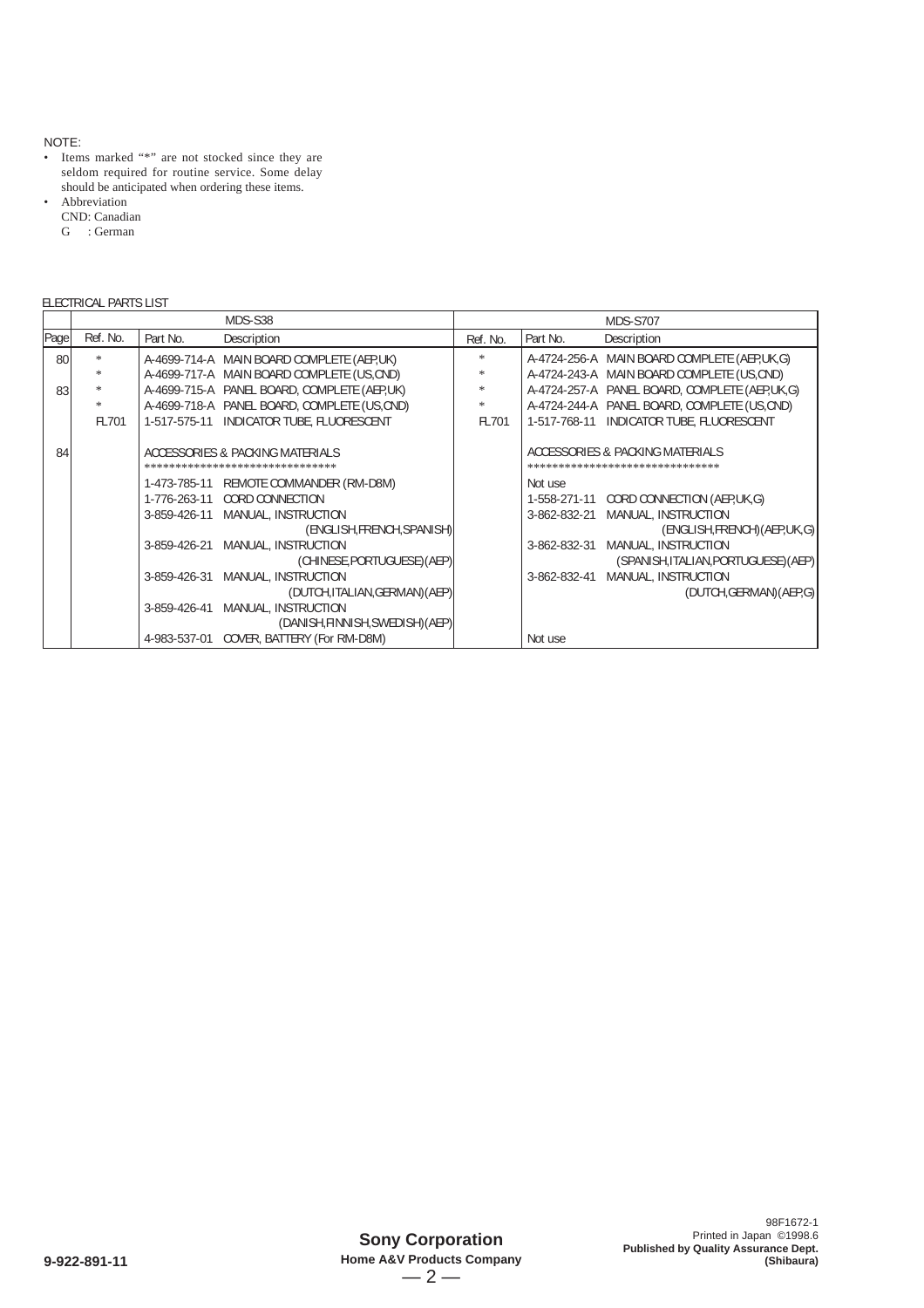NOTE:

- Items marked "*" are not stocked since they are seldom required for routine service. Some delay should be anticipated when ordering these items.
- Abbreviation
  CND: Canadian
  G : German

ELECTRICAL PARTS LIST

| | MDS-S38 | | | MDS-S707 | | |
|---|---|---|---|---|---|---|
| Page | Ref. No. | Part No. | Description | Ref. No. | Part No. | Description |
| 80 | * | A-4699-714-A | MAIN BOARD COMPLETE (AEP,UK) | * | A-4724-256-A | MAIN BOARD COMPLETE (AEP,UK,G) |
| | * | A-4699-717-A | MAIN BOARD COMPLETE (US,CND) | * | A-4724-243-A | MAIN BOARD COMPLETE (US,CND) |
| 83 | * | A-4699-715-A | PANEL BOARD, COMPLETE (AEP,UK) | * | A-4724-257-A | PANEL BOARD, COMPLETE (AEP,UK,G) |
| | * | A-4699-718-A | PANEL BOARD, COMPLETE (US,CND) | * | A-4724-244-A | PANEL BOARD, COMPLETE (US,CND) |
| | FL701 | 1-517-575-11 | INDICATOR TUBE, FLUORESCENT | FL701 | 1-517-768-11 | INDICATOR TUBE, FLUORESCENT |
| 84 | | | ACCESSORIES & PACKING MATERIALS | | | ACCESSORIES & PACKING MATERIALS |
| | | 1-473-785-11 | REMOTE COMMANDER (RM-D8M) | | Not use | |
| | | 1-776-263-11 | CORD CONNECTION | | 1-558-271-11 | CORD CONNECTION (AEP,UK,G) |
| | | 3-859-426-11 | MANUAL, INSTRUCTION (ENGLISH,FRENCH,SPANISH) | | 3-862-832-21 | MANUAL, INSTRUCTION (ENGLISH,FRENCH)(AEP,UK,G) |
| | | 3-859-426-21 | MANUAL, INSTRUCTION (CHINESE,PORTUGUESE)(AEP) | | 3-862-832-31 | MANUAL, INSTRUCTION (SPANISH,ITALIAN,PORTUGUESE)(AEP) |
| | | 3-859-426-31 | MANUAL, INSTRUCTION (DUTCH,ITALIAN,GERMAN)(AEP) | | 3-862-832-41 | MANUAL, INSTRUCTION (DUTCH,GERMAN)(AEP,G) |
| | | 3-859-426-41 | MANUAL, INSTRUCTION (DANISH,FINNISH,SWEDISH)(AEP) | | | |
| | | 4-983-537-01 | COVER, BATTERY (For RM-D8M) | | Not use | |

9-922-891-11

**Sony Corporation**
**Home A&V Products Company**

98F1672-1
Printed in Japan ©1998.6
**Published by Quality Assurance Dept. (Shibaura)**